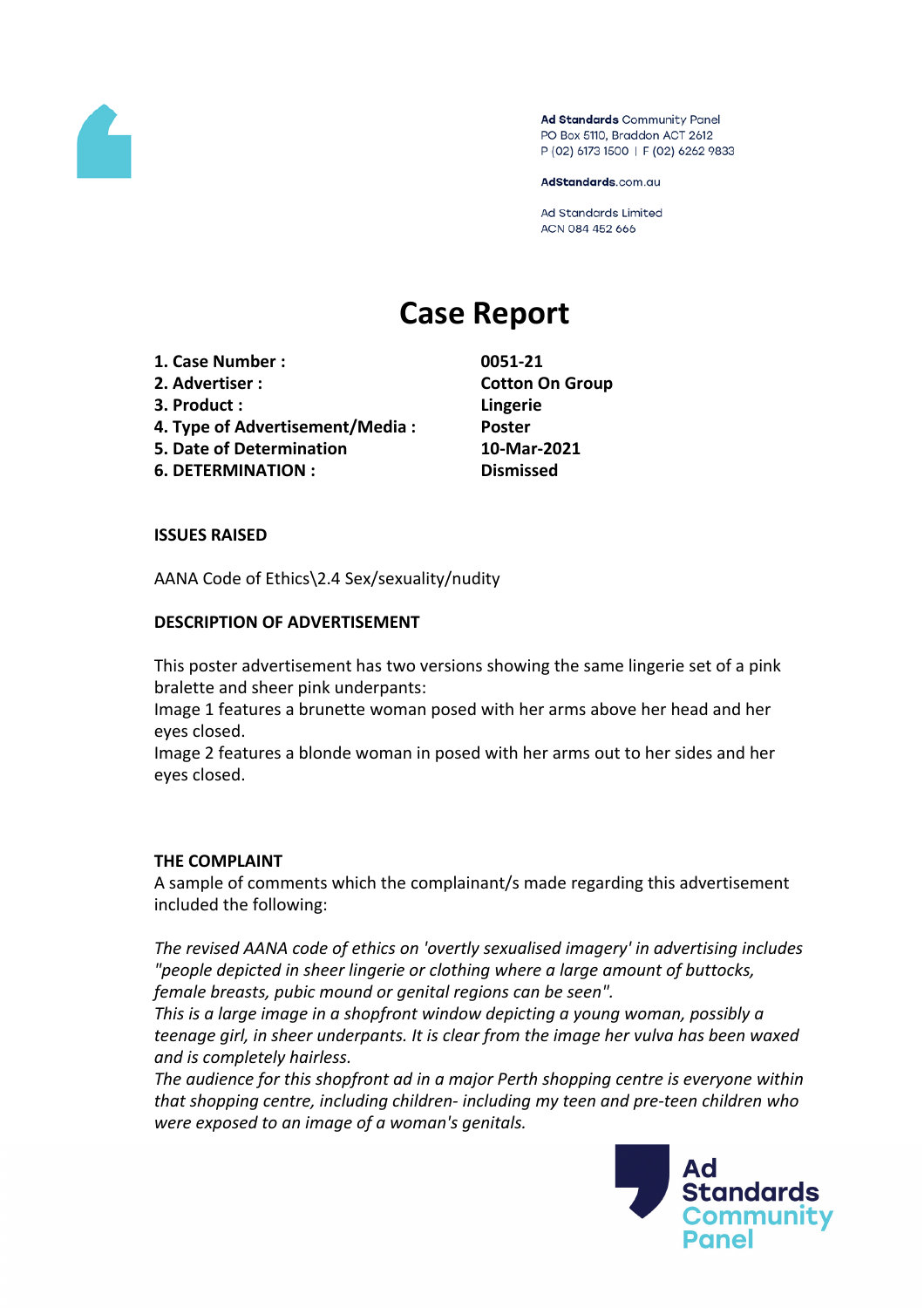Ad Standards Community Panel
PO Box 5110, Braddon ACT 2612
P (02) 6173 1500 | F (02) 6262 9833

AdStandards.com.au

Ad Standards Limited
ACN 084 452 666

# Case Report

| | |
|---|---|
| **1. Case Number :** | **0051-21** |
| **2. Advertiser :** | **Cotton On Group** |
| **3. Product :** | **Lingerie** |
| **4. Type of Advertisement/Media :** | **Poster** |
| **5. Date of Determination** | **10-Mar-2021** |
| **6. DETERMINATION :** | **Dismissed** |

**ISSUES RAISED**

AANA Code of Ethics\2.4 Sex/sexuality/nudity

**DESCRIPTION OF ADVERTISEMENT**

This poster advertisement has two versions showing the same lingerie set of a pink bralette and sheer pink underpants:
Image 1 features a brunette woman posed with her arms above her head and her eyes closed.
Image 2 features a blonde woman in posed with her arms out to her sides and her eyes closed.

**THE COMPLAINT**

A sample of comments which the complainant/s made regarding this advertisement included the following:

*The revised AANA code of ethics on 'overtly sexualised imagery' in advertising includes "people depicted in sheer lingerie or clothing where a large amount of buttocks, female breasts, pubic mound or genital regions can be seen".*
*This is a large image in a shopfront window depicting a young woman, possibly a teenage girl, in sheer underpants. It is clear from the image her vulva has been waxed and is completely hairless.*
*The audience for this shopfront ad in a major Perth shopping centre is everyone within that shopping centre, including children- including my teen and pre-teen children who were exposed to an image of a woman's genitals.*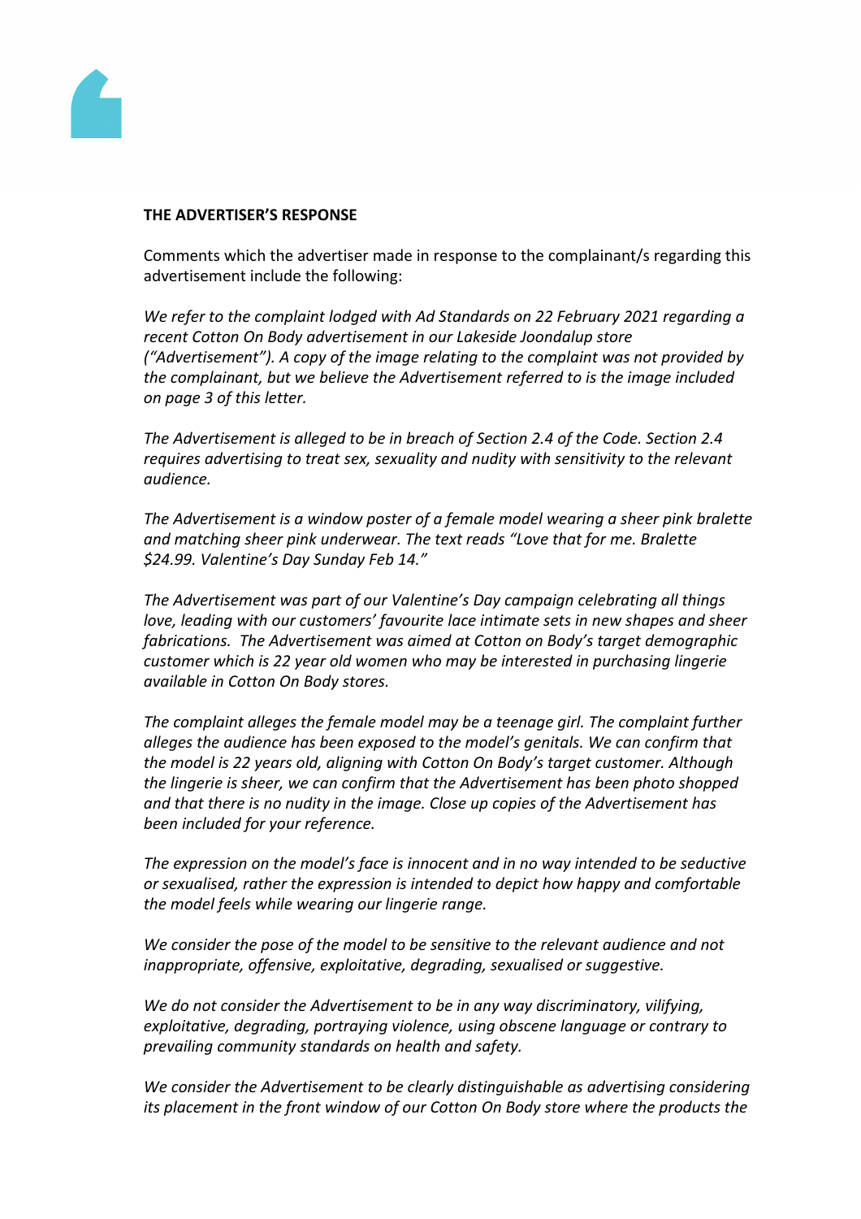**THE ADVERTISER'S RESPONSE**

Comments which the advertiser made in response to the complainant/s regarding this advertisement include the following:

*We refer to the complaint lodged with Ad Standards on 22 February 2021 regarding a recent Cotton On Body advertisement in our Lakeside Joondalup store ("Advertisement"). A copy of the image relating to the complaint was not provided by the complainant, but we believe the Advertisement referred to is the image included on page 3 of this letter.*

*The Advertisement is alleged to be in breach of Section 2.4 of the Code. Section 2.4 requires advertising to treat sex, sexuality and nudity with sensitivity to the relevant audience.*

*The Advertisement is a window poster of a female model wearing a sheer pink bralette and matching sheer pink underwear. The text reads "Love that for me. Bralette $24.99. Valentine's Day Sunday Feb 14."*

*The Advertisement was part of our Valentine's Day campaign celebrating all things love, leading with our customers' favourite lace intimate sets in new shapes and sheer fabrications. The Advertisement was aimed at Cotton on Body's target demographic customer which is 22 year old women who may be interested in purchasing lingerie available in Cotton On Body stores.*

*The complaint alleges the female model may be a teenage girl. The complaint further alleges the audience has been exposed to the model's genitals. We can confirm that the model is 22 years old, aligning with Cotton On Body's target customer. Although the lingerie is sheer, we can confirm that the Advertisement has been photo shopped and that there is no nudity in the image. Close up copies of the Advertisement has been included for your reference.*

*The expression on the model's face is innocent and in no way intended to be seductive or sexualised, rather the expression is intended to depict how happy and comfortable the model feels while wearing our lingerie range.*

*We consider the pose of the model to be sensitive to the relevant audience and not inappropriate, offensive, exploitative, degrading, sexualised or suggestive.*

*We do not consider the Advertisement to be in any way discriminatory, vilifying, exploitative, degrading, portraying violence, using obscene language or contrary to prevailing community standards on health and safety.*

*We consider the Advertisement to be clearly distinguishable as advertising considering its placement in the front window of our Cotton On Body store where the products the*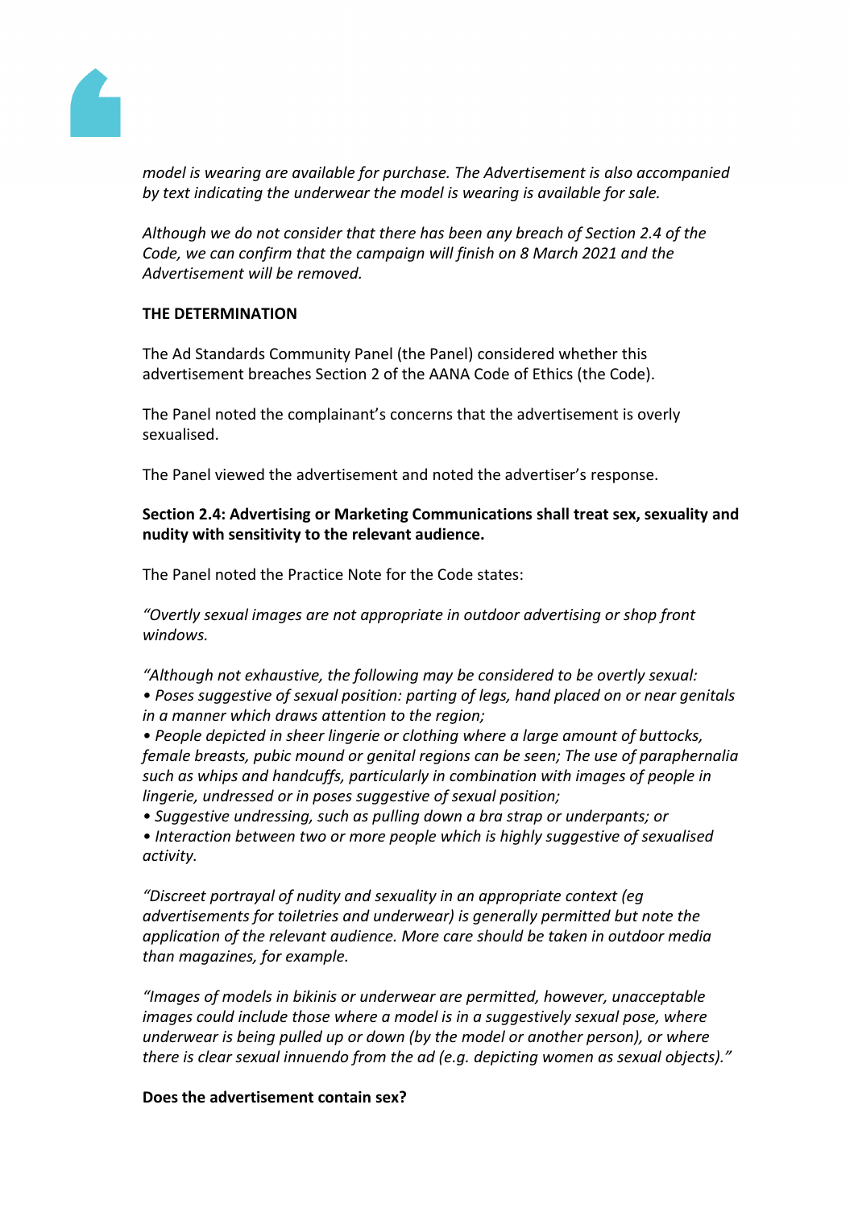*model is wearing are available for purchase. The Advertisement is also accompanied by text indicating the underwear the model is wearing is available for sale.*

*Although we do not consider that there has been any breach of Section 2.4 of the Code, we can confirm that the campaign will finish on 8 March 2021 and the Advertisement will be removed.*

**THE DETERMINATION**

The Ad Standards Community Panel (the Panel) considered whether this advertisement breaches Section 2 of the AANA Code of Ethics (the Code).

The Panel noted the complainant's concerns that the advertisement is overly sexualised.

The Panel viewed the advertisement and noted the advertiser's response.

**Section 2.4: Advertising or Marketing Communications shall treat sex, sexuality and nudity with sensitivity to the relevant audience.**

The Panel noted the Practice Note for the Code states:

*"Overtly sexual images are not appropriate in outdoor advertising or shop front windows.*

*"Although not exhaustive, the following may be considered to be overtly sexual:*
*• Poses suggestive of sexual position: parting of legs, hand placed on or near genitals in a manner which draws attention to the region;*
*• People depicted in sheer lingerie or clothing where a large amount of buttocks, female breasts, pubic mound or genital regions can be seen; The use of paraphernalia such as whips and handcuffs, particularly in combination with images of people in lingerie, undressed or in poses suggestive of sexual position;*
*• Suggestive undressing, such as pulling down a bra strap or underpants; or*
*• Interaction between two or more people which is highly suggestive of sexualised activity.*

*"Discreet portrayal of nudity and sexuality in an appropriate context (eg advertisements for toiletries and underwear) is generally permitted but note the application of the relevant audience. More care should be taken in outdoor media than magazines, for example.*

*"Images of models in bikinis or underwear are permitted, however, unacceptable images could include those where a model is in a suggestively sexual pose, where underwear is being pulled up or down (by the model or another person), or where there is clear sexual innuendo from the ad (e.g. depicting women as sexual objects)."*

**Does the advertisement contain sex?**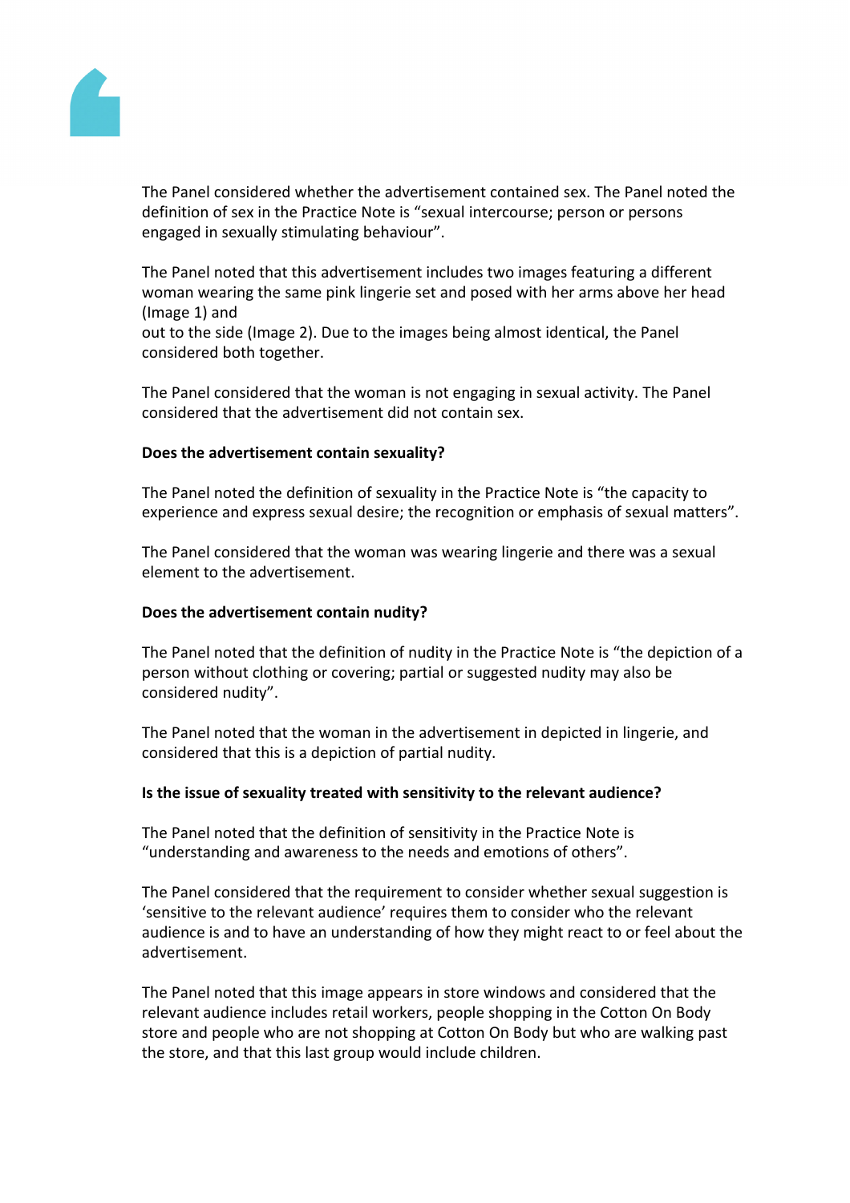The Panel considered whether the advertisement contained sex. The Panel noted the definition of sex in the Practice Note is "sexual intercourse; person or persons engaged in sexually stimulating behaviour".

The Panel noted that this advertisement includes two images featuring a different woman wearing the same pink lingerie set and posed with her arms above her head (Image 1) and
out to the side (Image 2). Due to the images being almost identical, the Panel considered both together.

The Panel considered that the woman is not engaging in sexual activity. The Panel considered that the advertisement did not contain sex.

**Does the advertisement contain sexuality?**

The Panel noted the definition of sexuality in the Practice Note is "the capacity to experience and express sexual desire; the recognition or emphasis of sexual matters".

The Panel considered that the woman was wearing lingerie and there was a sexual element to the advertisement.

**Does the advertisement contain nudity?**

The Panel noted that the definition of nudity in the Practice Note is "the depiction of a person without clothing or covering; partial or suggested nudity may also be considered nudity".

The Panel noted that the woman in the advertisement in depicted in lingerie, and considered that this is a depiction of partial nudity.

**Is the issue of sexuality treated with sensitivity to the relevant audience?**

The Panel noted that the definition of sensitivity in the Practice Note is "understanding and awareness to the needs and emotions of others".

The Panel considered that the requirement to consider whether sexual suggestion is 'sensitive to the relevant audience' requires them to consider who the relevant audience is and to have an understanding of how they might react to or feel about the advertisement.

The Panel noted that this image appears in store windows and considered that the relevant audience includes retail workers, people shopping in the Cotton On Body store and people who are not shopping at Cotton On Body but who are walking past the store, and that this last group would include children.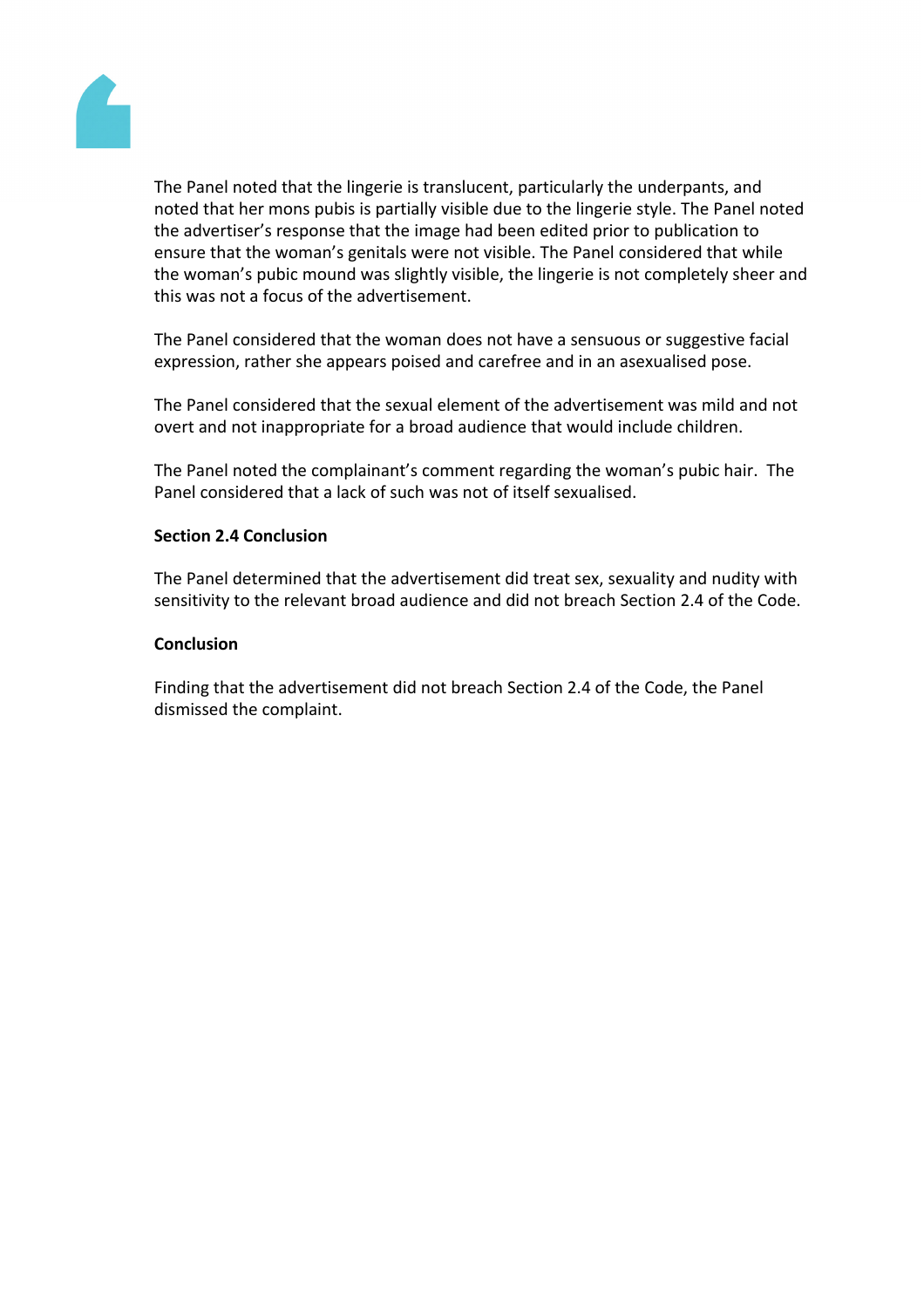The Panel noted that the lingerie is translucent, particularly the underpants, and noted that her mons pubis is partially visible due to the lingerie style. The Panel noted the advertiser's response that the image had been edited prior to publication to ensure that the woman's genitals were not visible. The Panel considered that while the woman's pubic mound was slightly visible, the lingerie is not completely sheer and this was not a focus of the advertisement.

The Panel considered that the woman does not have a sensuous or suggestive facial expression, rather she appears poised and carefree and in an asexualised pose.

The Panel considered that the sexual element of the advertisement was mild and not overt and not inappropriate for a broad audience that would include children.

The Panel noted the complainant's comment regarding the woman's pubic hair. The Panel considered that a lack of such was not of itself sexualised.

**Section 2.4 Conclusion**

The Panel determined that the advertisement did treat sex, sexuality and nudity with sensitivity to the relevant broad audience and did not breach Section 2.4 of the Code.

**Conclusion**

Finding that the advertisement did not breach Section 2.4 of the Code, the Panel dismissed the complaint.